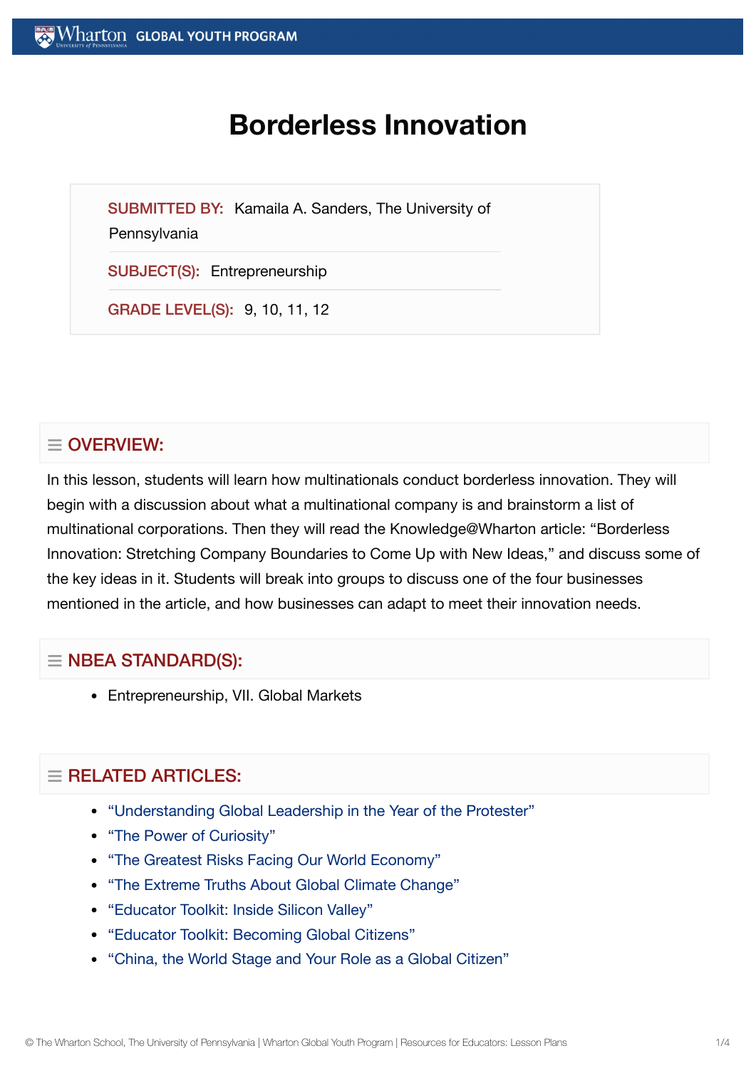# Borderless Innovation

**SUBMITTED BY:** Kamaila A. Sanders, The University of Pennsylvania

**SUBJECT(S):** Entrepreneurship

**GRADE LEVEL(S):** 9, 10, 11, 12

## ≡ OVERVIEW:

In this lesson, students will learn how multinationals conduct borderless innovation. They will begin with a discussion about what a multinational company is and brainstorm a list of multinational corporations. Then they will read the Knowledge@Wharton article: "Borderless Innovation: Stretching Company Boundaries to Come Up with New Ideas," and discuss some of the key ideas in it. Students will break into groups to discuss one of the four businesses mentioned in the article, and how businesses can adapt to meet their innovation needs.

## ≡ NBEA STANDARD(S):

- Entrepreneurship, VII. Global Markets

## ≡ RELATED ARTICLES:

- "Understanding Global Leadership in the Year of the Protester"
- "The Power of Curiosity"
- "The Greatest Risks Facing Our World Economy"
- "The Extreme Truths About Global Climate Change"
- "Educator Toolkit: Inside Silicon Valley"
- "Educator Toolkit: Becoming Global Citizens"
- "China, the World Stage and Your Role as a Global Citizen"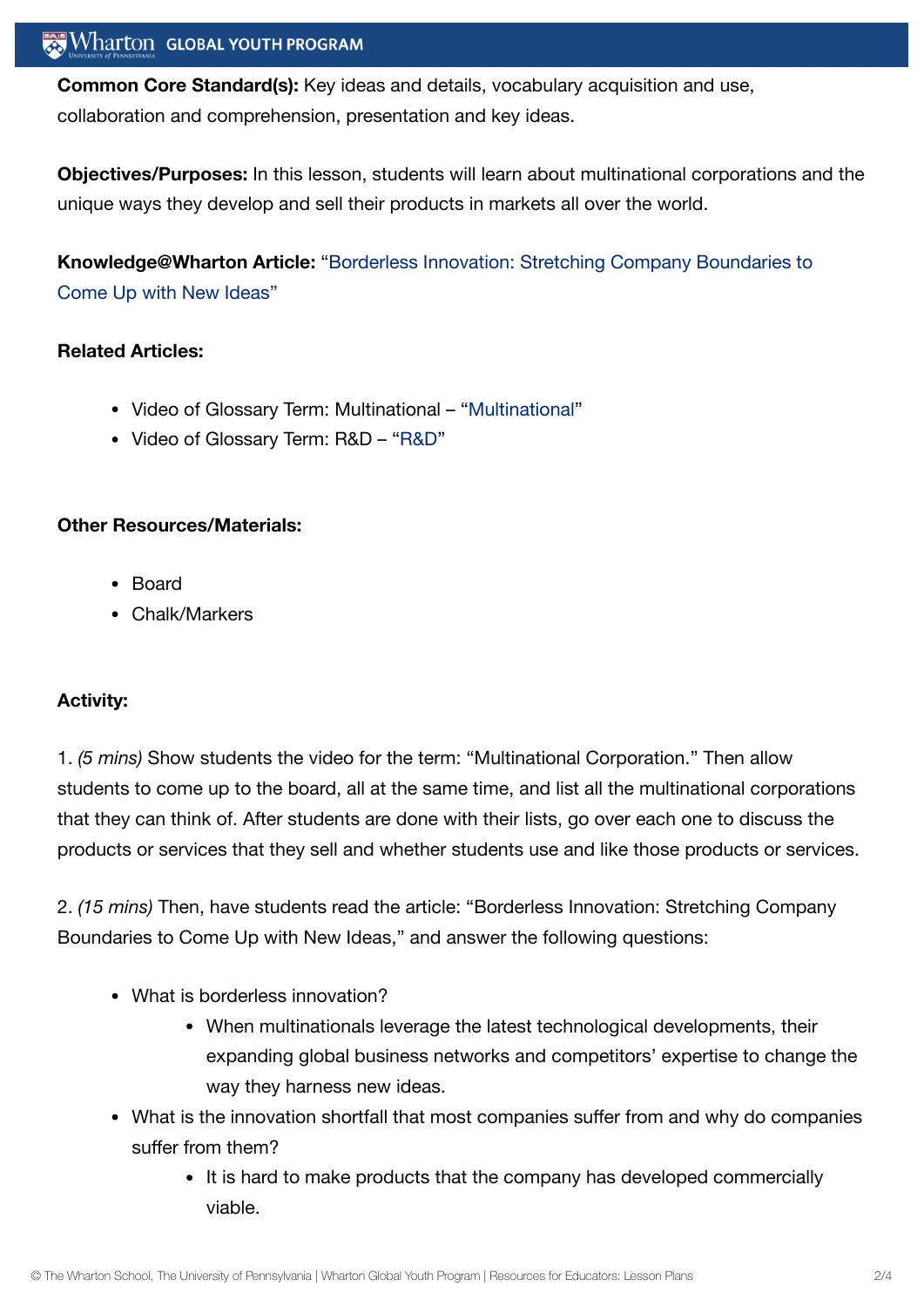**Common Core Standard(s):** Key ideas and details, vocabulary acquisition and use, collaboration and comprehension, presentation and key ideas.

**Objectives/Purposes:** In this lesson, students will learn about multinational corporations and the unique ways they develop and sell their products in markets all over the world.

**Knowledge@Wharton Article:** "Borderless Innovation: Stretching Company Boundaries to Come Up with New Ideas"

**Related Articles:**

- Video of Glossary Term: Multinational – "Multinational"
- Video of Glossary Term: R&D – "R&D"

**Other Resources/Materials:**

- Board
- Chalk/Markers

**Activity:**

1. *(5 mins)* Show students the video for the term: "Multinational Corporation." Then allow students to come up to the board, all at the same time, and list all the multinational corporations that they can think of. After students are done with their lists, go over each one to discuss the products or services that they sell and whether students use and like those products or services.

2. *(15 mins)* Then, have students read the article: "Borderless Innovation: Stretching Company Boundaries to Come Up with New Ideas," and answer the following questions:

- What is borderless innovation?
    - When multinationals leverage the latest technological developments, their expanding global business networks and competitors' expertise to change the way they harness new ideas.
- What is the innovation shortfall that most companies suffer from and why do companies suffer from them?
    - It is hard to make products that the company has developed commercially viable.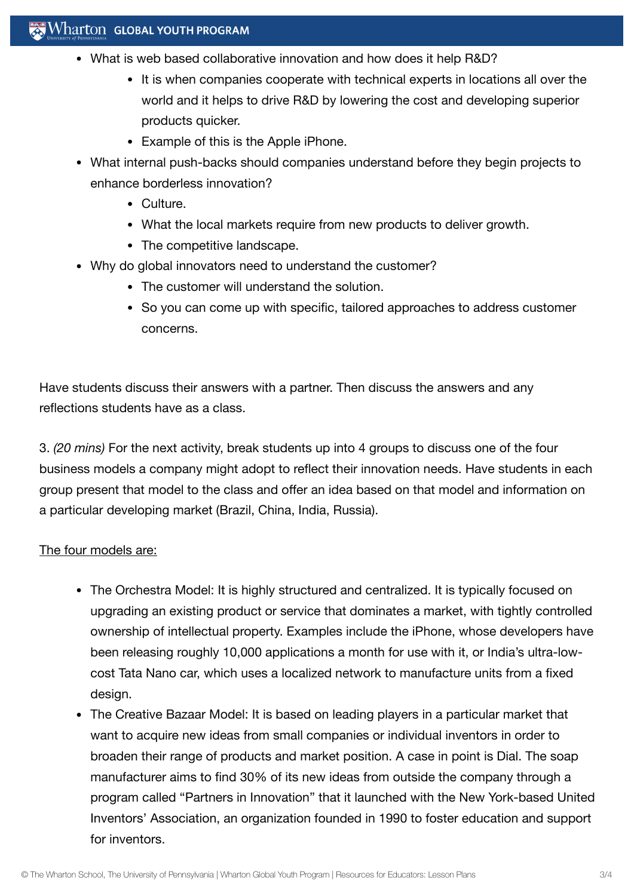- What is web based collaborative innovation and how does it help R&D?
    - It is when companies cooperate with technical experts in locations all over the world and it helps to drive R&D by lowering the cost and developing superior products quicker.
    - Example of this is the Apple iPhone.
- What internal push-backs should companies understand before they begin projects to enhance borderless innovation?
    - Culture.
    - What the local markets require from new products to deliver growth.
    - The competitive landscape.
- Why do global innovators need to understand the customer?
    - The customer will understand the solution.
    - So you can come up with specific, tailored approaches to address customer concerns.

Have students discuss their answers with a partner. Then discuss the answers and any reflections students have as a class.

3. *(20 mins)* For the next activity, break students up into 4 groups to discuss one of the four business models a company might adopt to reflect their innovation needs. Have students in each group present that model to the class and offer an idea based on that model and information on a particular developing market (Brazil, China, India, Russia).

<u>The four models are:</u>

- The Orchestra Model: It is highly structured and centralized. It is typically focused on upgrading an existing product or service that dominates a market, with tightly controlled ownership of intellectual property. Examples include the iPhone, whose developers have been releasing roughly 10,000 applications a month for use with it, or India's ultra-low-cost Tata Nano car, which uses a localized network to manufacture units from a fixed design.
- The Creative Bazaar Model: It is based on leading players in a particular market that want to acquire new ideas from small companies or individual inventors in order to broaden their range of products and market position. A case in point is Dial. The soap manufacturer aims to find 30% of its new ideas from outside the company through a program called "Partners in Innovation" that it launched with the New York-based United Inventors' Association, an organization founded in 1990 to foster education and support for inventors.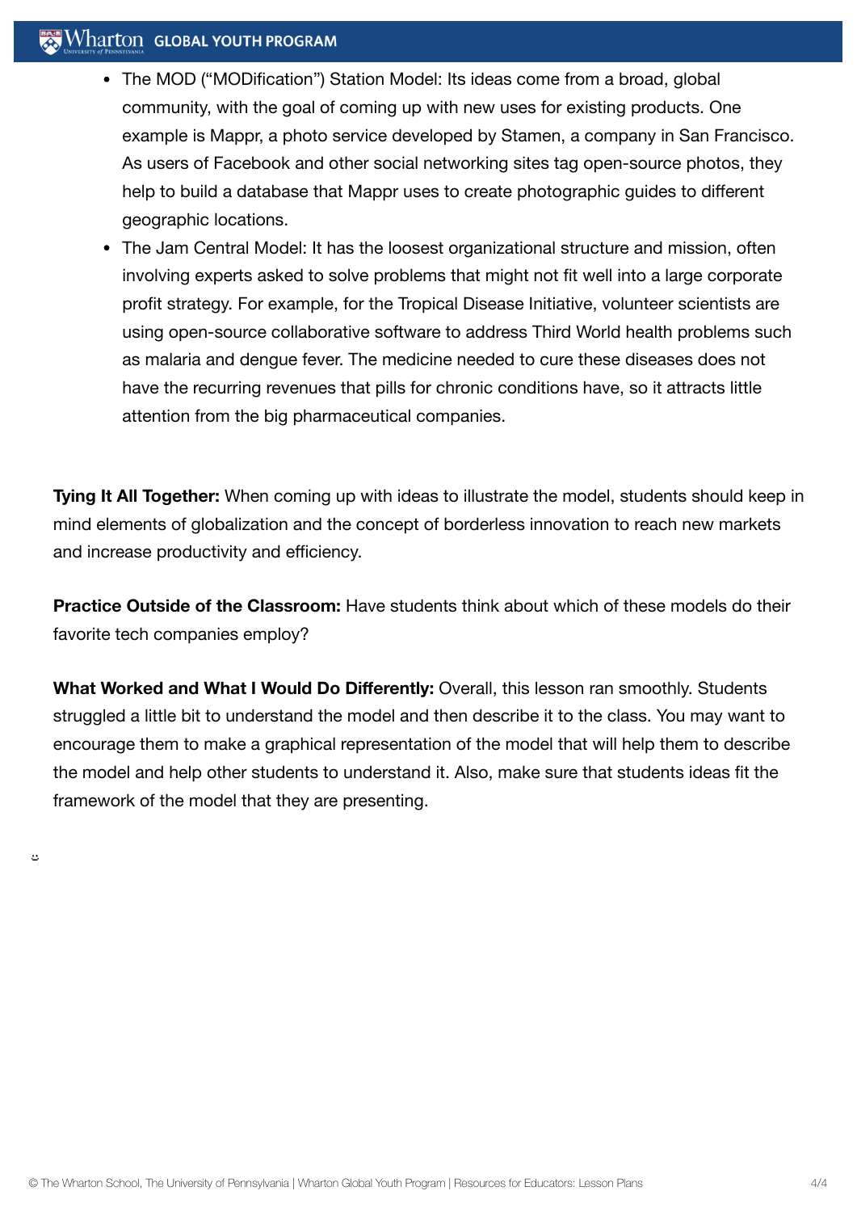- The MOD ("MODification") Station Model: Its ideas come from a broad, global community, with the goal of coming up with new uses for existing products. One example is Mappr, a photo service developed by Stamen, a company in San Francisco. As users of Facebook and other social networking sites tag open-source photos, they help to build a database that Mappr uses to create photographic guides to different geographic locations.
- The Jam Central Model: It has the loosest organizational structure and mission, often involving experts asked to solve problems that might not fit well into a large corporate profit strategy. For example, for the Tropical Disease Initiative, volunteer scientists are using open-source collaborative software to address Third World health problems such as malaria and dengue fever. The medicine needed to cure these diseases does not have the recurring revenues that pills for chronic conditions have, so it attracts little attention from the big pharmaceutical companies.

**Tying It All Together:** When coming up with ideas to illustrate the model, students should keep in mind elements of globalization and the concept of borderless innovation to reach new markets and increase productivity and efficiency.

**Practice Outside of the Classroom:** Have students think about which of these models do their favorite tech companies employ?

**What Worked and What I Would Do Differently:** Overall, this lesson ran smoothly. Students struggled a little bit to understand the model and then describe it to the class. You may want to encourage them to make a graphical representation of the model that will help them to describe the model and help other students to understand it. Also, make sure that students ideas fit the framework of the model that they are presenting.